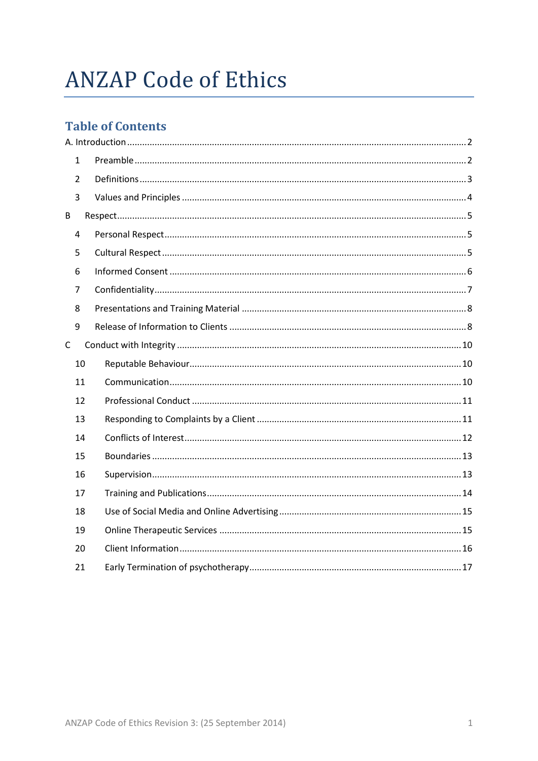# ANZAP Code of Ethics

## Table of Contents

A. Introduction .......... 2

- 1 Preamble .......... 2
- 2 Definitions .......... 3
- 3 Values and Principles .......... 4

B Respect .......... 5

- 4 Personal Respect .......... 5
- 5 Cultural Respect .......... 5
- 6 Informed Consent .......... 6
- 7 Confidentiality .......... 7
- 8 Presentations and Training Material .......... 8
- 9 Release of Information to Clients .......... 8

C Conduct with Integrity .......... 10

- 10 Reputable Behaviour .......... 10
- 11 Communication .......... 10
- 12 Professional Conduct .......... 11
- 13 Responding to Complaints by a Client .......... 11
- 14 Conflicts of Interest .......... 12
- 15 Boundaries .......... 13
- 16 Supervision .......... 13
- 17 Training and Publications .......... 14
- 18 Use of Social Media and Online Advertising .......... 15
- 19 Online Therapeutic Services .......... 15
- 20 Client Information .......... 16
- 21 Early Termination of psychotherapy .......... 17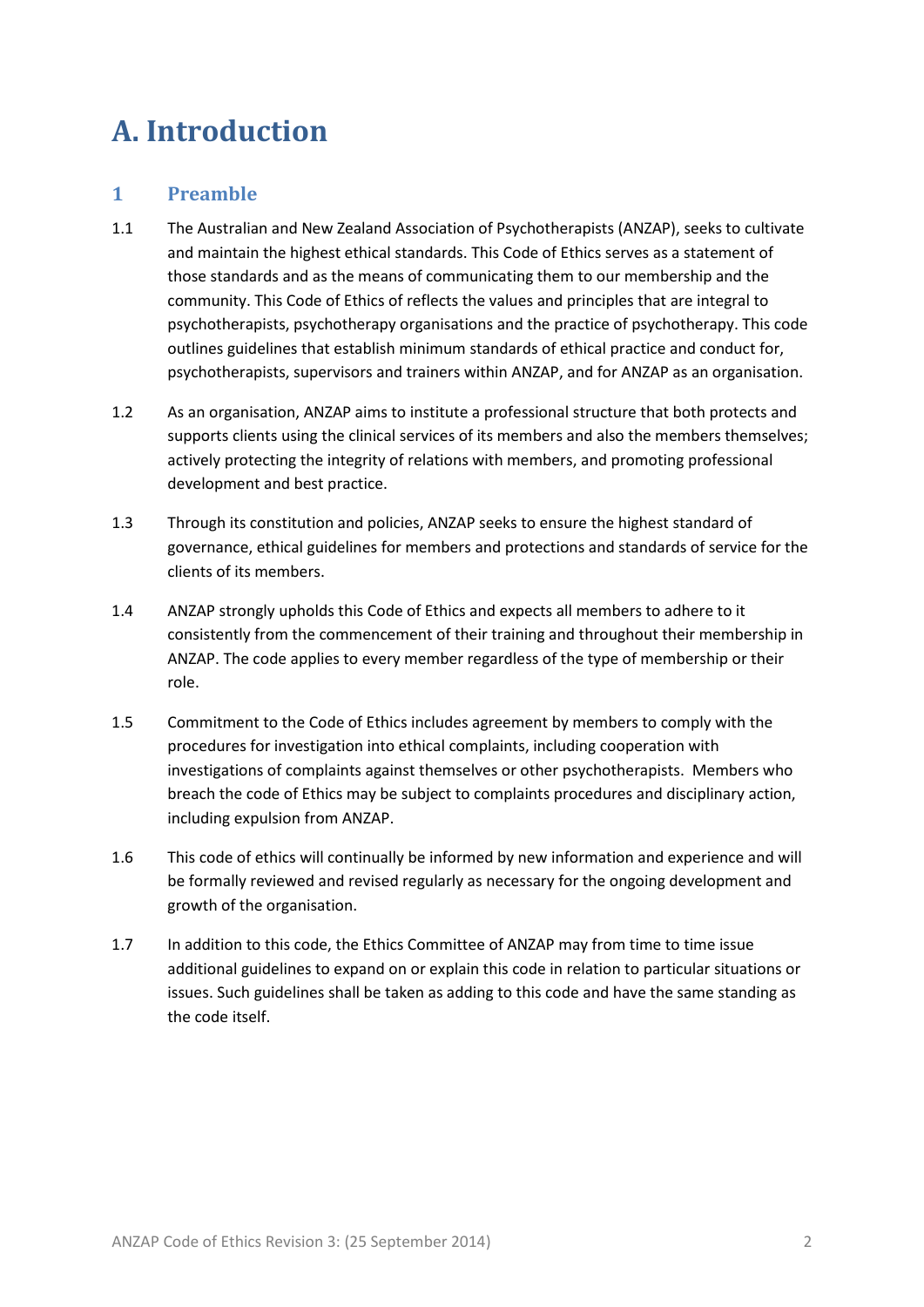# A. Introduction

## 1 Preamble

1.1 The Australian and New Zealand Association of Psychotherapists (ANZAP), seeks to cultivate and maintain the highest ethical standards. This Code of Ethics serves as a statement of those standards and as the means of communicating them to our membership and the community. This Code of Ethics of reflects the values and principles that are integral to psychotherapists, psychotherapy organisations and the practice of psychotherapy. This code outlines guidelines that establish minimum standards of ethical practice and conduct for, psychotherapists, supervisors and trainers within ANZAP, and for ANZAP as an organisation.

1.2 As an organisation, ANZAP aims to institute a professional structure that both protects and supports clients using the clinical services of its members and also the members themselves; actively protecting the integrity of relations with members, and promoting professional development and best practice.

1.3 Through its constitution and policies, ANZAP seeks to ensure the highest standard of governance, ethical guidelines for members and protections and standards of service for the clients of its members.

1.4 ANZAP strongly upholds this Code of Ethics and expects all members to adhere to it consistently from the commencement of their training and throughout their membership in ANZAP. The code applies to every member regardless of the type of membership or their role.

1.5 Commitment to the Code of Ethics includes agreement by members to comply with the procedures for investigation into ethical complaints, including cooperation with investigations of complaints against themselves or other psychotherapists. Members who breach the code of Ethics may be subject to complaints procedures and disciplinary action, including expulsion from ANZAP.

1.6 This code of ethics will continually be informed by new information and experience and will be formally reviewed and revised regularly as necessary for the ongoing development and growth of the organisation.

1.7 In addition to this code, the Ethics Committee of ANZAP may from time to time issue additional guidelines to expand on or explain this code in relation to particular situations or issues. Such guidelines shall be taken as adding to this code and have the same standing as the code itself.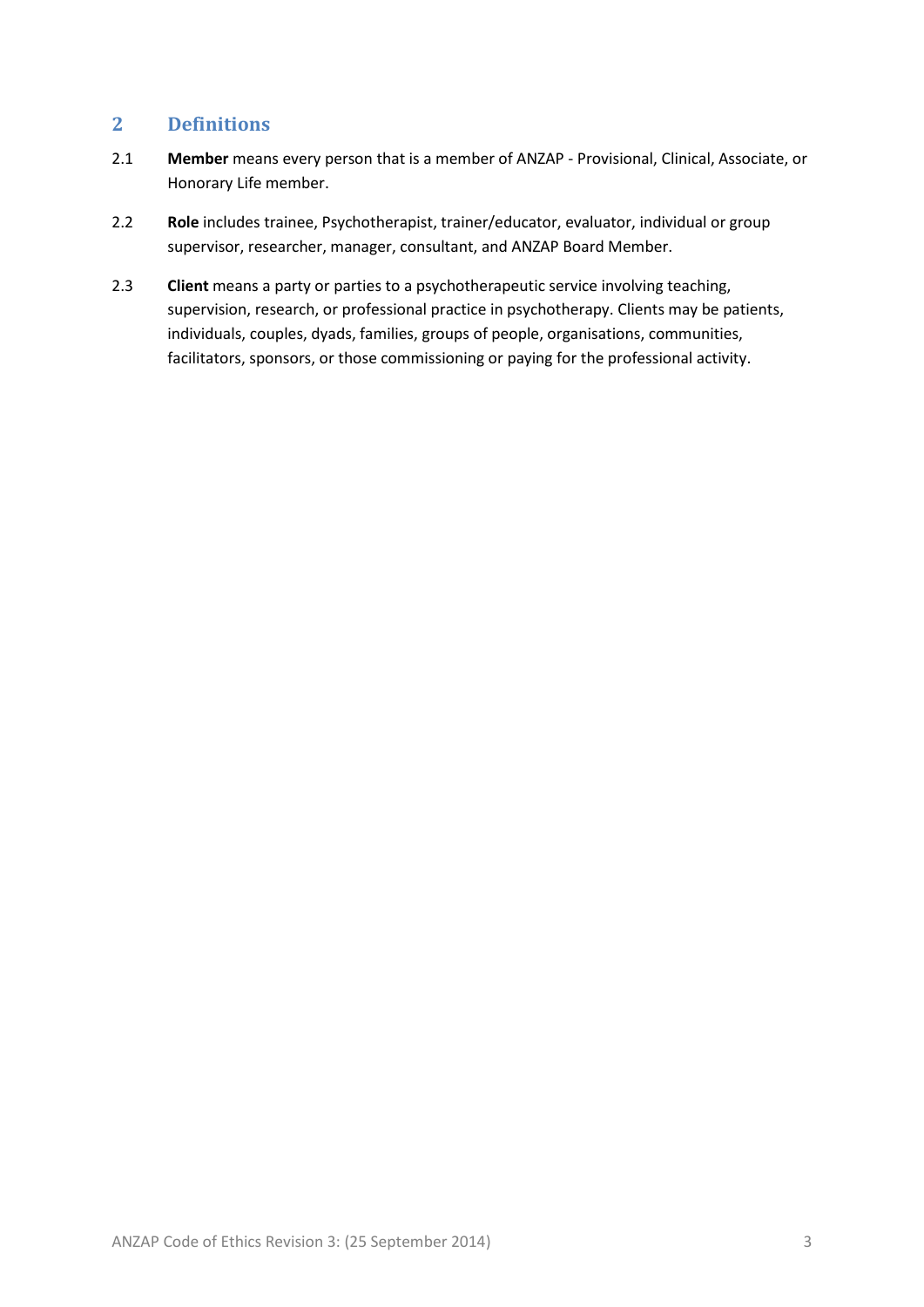## 2 Definitions

2.1 **Member** means every person that is a member of ANZAP - Provisional, Clinical, Associate, or Honorary Life member.

2.2 **Role** includes trainee, Psychotherapist, trainer/educator, evaluator, individual or group supervisor, researcher, manager, consultant, and ANZAP Board Member.

2.3 **Client** means a party or parties to a psychotherapeutic service involving teaching, supervision, research, or professional practice in psychotherapy. Clients may be patients, individuals, couples, dyads, families, groups of people, organisations, communities, facilitators, sponsors, or those commissioning or paying for the professional activity.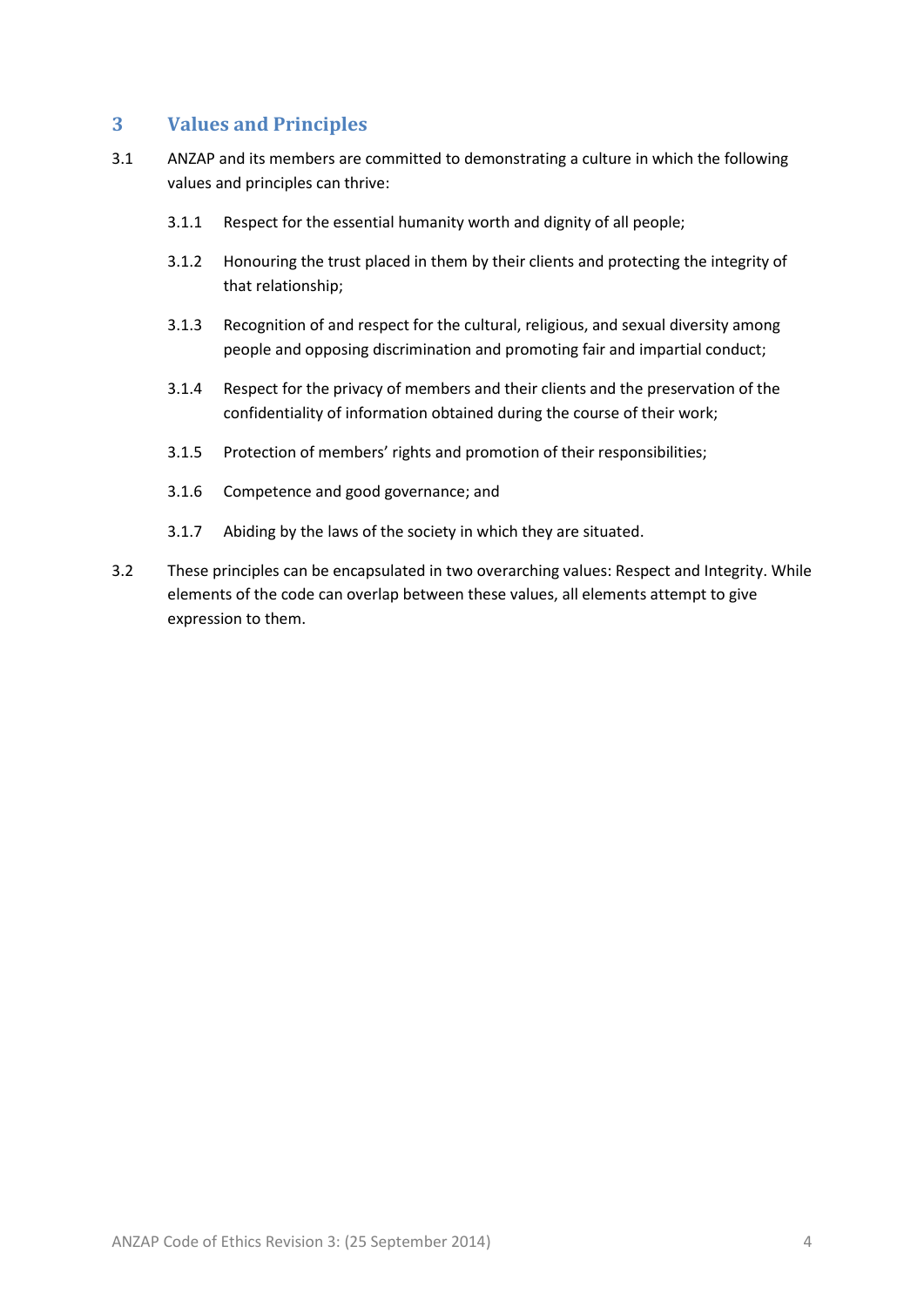## 3 Values and Principles

3.1 ANZAP and its members are committed to demonstrating a culture in which the following values and principles can thrive:

3.1.1 Respect for the essential humanity worth and dignity of all people;

3.1.2 Honouring the trust placed in them by their clients and protecting the integrity of that relationship;

3.1.3 Recognition of and respect for the cultural, religious, and sexual diversity among people and opposing discrimination and promoting fair and impartial conduct;

3.1.4 Respect for the privacy of members and their clients and the preservation of the confidentiality of information obtained during the course of their work;

3.1.5 Protection of members' rights and promotion of their responsibilities;

3.1.6 Competence and good governance; and

3.1.7 Abiding by the laws of the society in which they are situated.

3.2 These principles can be encapsulated in two overarching values: Respect and Integrity. While elements of the code can overlap between these values, all elements attempt to give expression to them.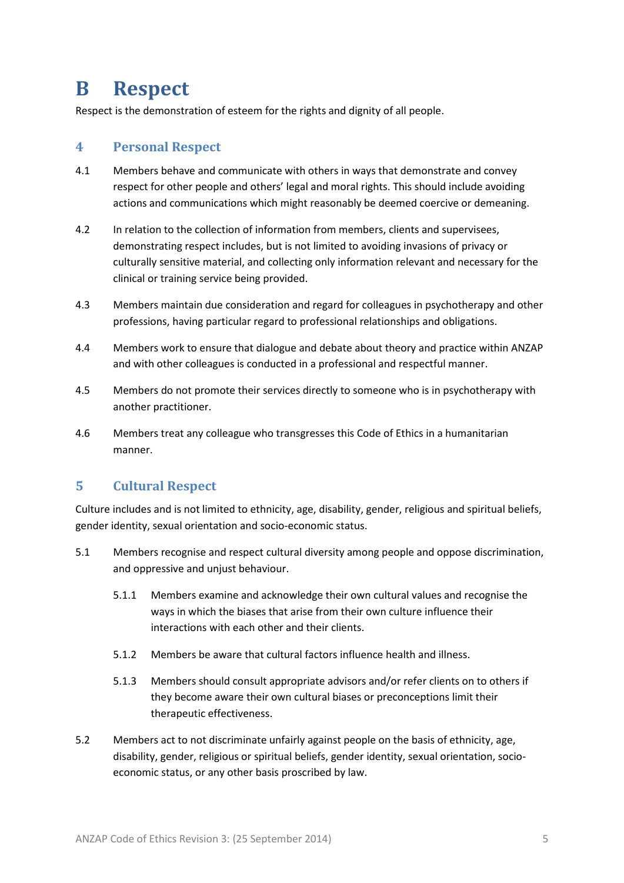# B Respect

Respect is the demonstration of esteem for the rights and dignity of all people.

## 4 Personal Respect

4.1 Members behave and communicate with others in ways that demonstrate and convey respect for other people and others' legal and moral rights. This should include avoiding actions and communications which might reasonably be deemed coercive or demeaning.

4.2 In relation to the collection of information from members, clients and supervisees, demonstrating respect includes, but is not limited to avoiding invasions of privacy or culturally sensitive material, and collecting only information relevant and necessary for the clinical or training service being provided.

4.3 Members maintain due consideration and regard for colleagues in psychotherapy and other professions, having particular regard to professional relationships and obligations.

4.4 Members work to ensure that dialogue and debate about theory and practice within ANZAP and with other colleagues is conducted in a professional and respectful manner.

4.5 Members do not promote their services directly to someone who is in psychotherapy with another practitioner.

4.6 Members treat any colleague who transgresses this Code of Ethics in a humanitarian manner.

## 5 Cultural Respect

Culture includes and is not limited to ethnicity, age, disability, gender, religious and spiritual beliefs, gender identity, sexual orientation and socio-economic status.

5.1 Members recognise and respect cultural diversity among people and oppose discrimination, and oppressive and unjust behaviour.

> 5.1.1 Members examine and acknowledge their own cultural values and recognise the ways in which the biases that arise from their own culture influence their interactions with each other and their clients.
>
> 5.1.2 Members be aware that cultural factors influence health and illness.
>
> 5.1.3 Members should consult appropriate advisors and/or refer clients on to others if they become aware their own cultural biases or preconceptions limit their therapeutic effectiveness.

5.2 Members act to not discriminate unfairly against people on the basis of ethnicity, age, disability, gender, religious or spiritual beliefs, gender identity, sexual orientation, socio-economic status, or any other basis proscribed by law.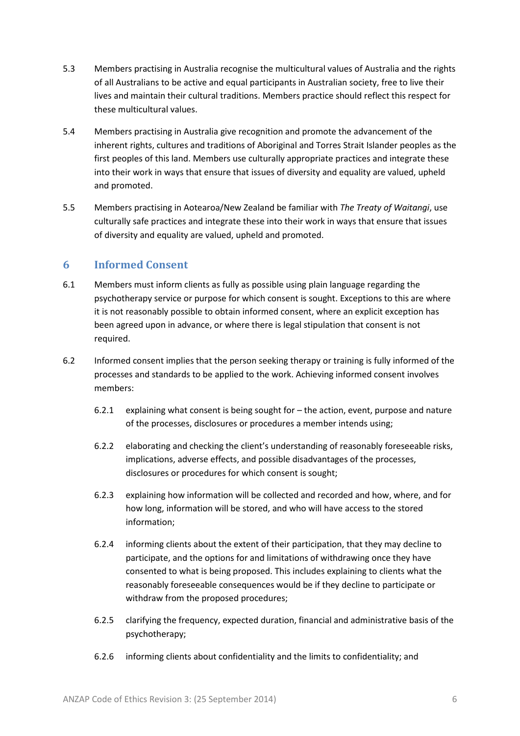5.3 Members practising in Australia recognise the multicultural values of Australia and the rights of all Australians to be active and equal participants in Australian society, free to live their lives and maintain their cultural traditions. Members practice should reflect this respect for these multicultural values.

5.4 Members practising in Australia give recognition and promote the advancement of the inherent rights, cultures and traditions of Aboriginal and Torres Strait Islander peoples as the first peoples of this land. Members use culturally appropriate practices and integrate these into their work in ways that ensure that issues of diversity and equality are valued, upheld and promoted.

5.5 Members practising in Aotearoa/New Zealand be familiar with *The Treaty of Waitangi*, use culturally safe practices and integrate these into their work in ways that ensure that issues of diversity and equality are valued, upheld and promoted.

## 6 Informed Consent

6.1 Members must inform clients as fully as possible using plain language regarding the psychotherapy service or purpose for which consent is sought. Exceptions to this are where it is not reasonably possible to obtain informed consent, where an explicit exception has been agreed upon in advance, or where there is legal stipulation that consent is not required.

6.2 Informed consent implies that the person seeking therapy or training is fully informed of the processes and standards to be applied to the work. Achieving informed consent involves members:

- 6.2.1 explaining what consent is being sought for – the action, event, purpose and nature of the processes, disclosures or procedures a member intends using;
- 6.2.2 elaborating and checking the client's understanding of reasonably foreseeable risks, implications, adverse effects, and possible disadvantages of the processes, disclosures or procedures for which consent is sought;
- 6.2.3 explaining how information will be collected and recorded and how, where, and for how long, information will be stored, and who will have access to the stored information;
- 6.2.4 informing clients about the extent of their participation, that they may decline to participate, and the options for and limitations of withdrawing once they have consented to what is being proposed. This includes explaining to clients what the reasonably foreseeable consequences would be if they decline to participate or withdraw from the proposed procedures;
- 6.2.5 clarifying the frequency, expected duration, financial and administrative basis of the psychotherapy;
- 6.2.6 informing clients about confidentiality and the limits to confidentiality; and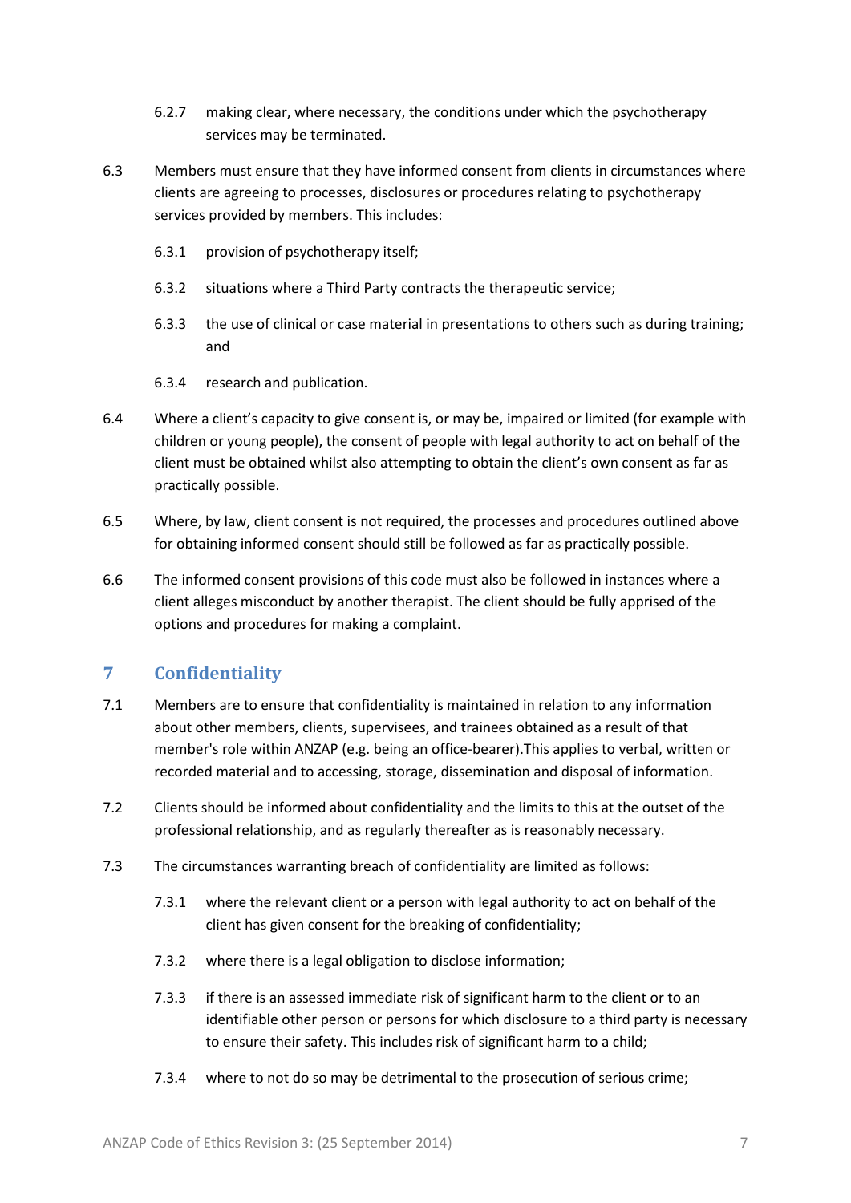6.2.7 making clear, where necessary, the conditions under which the psychotherapy services may be terminated.

6.3 Members must ensure that they have informed consent from clients in circumstances where clients are agreeing to processes, disclosures or procedures relating to psychotherapy services provided by members. This includes:

6.3.1 provision of psychotherapy itself;

6.3.2 situations where a Third Party contracts the therapeutic service;

6.3.3 the use of clinical or case material in presentations to others such as during training; and

6.3.4 research and publication.

6.4 Where a client's capacity to give consent is, or may be, impaired or limited (for example with children or young people), the consent of people with legal authority to act on behalf of the client must be obtained whilst also attempting to obtain the client's own consent as far as practically possible.

6.5 Where, by law, client consent is not required, the processes and procedures outlined above for obtaining informed consent should still be followed as far as practically possible.

6.6 The informed consent provisions of this code must also be followed in instances where a client alleges misconduct by another therapist. The client should be fully apprised of the options and procedures for making a complaint.

## 7 Confidentiality

7.1 Members are to ensure that confidentiality is maintained in relation to any information about other members, clients, supervisees, and trainees obtained as a result of that member's role within ANZAP (e.g. being an office-bearer).This applies to verbal, written or recorded material and to accessing, storage, dissemination and disposal of information.

7.2 Clients should be informed about confidentiality and the limits to this at the outset of the professional relationship, and as regularly thereafter as is reasonably necessary.

7.3 The circumstances warranting breach of confidentiality are limited as follows:

7.3.1 where the relevant client or a person with legal authority to act on behalf of the client has given consent for the breaking of confidentiality;

7.3.2 where there is a legal obligation to disclose information;

7.3.3 if there is an assessed immediate risk of significant harm to the client or to an identifiable other person or persons for which disclosure to a third party is necessary to ensure their safety. This includes risk of significant harm to a child;

7.3.4 where to not do so may be detrimental to the prosecution of serious crime;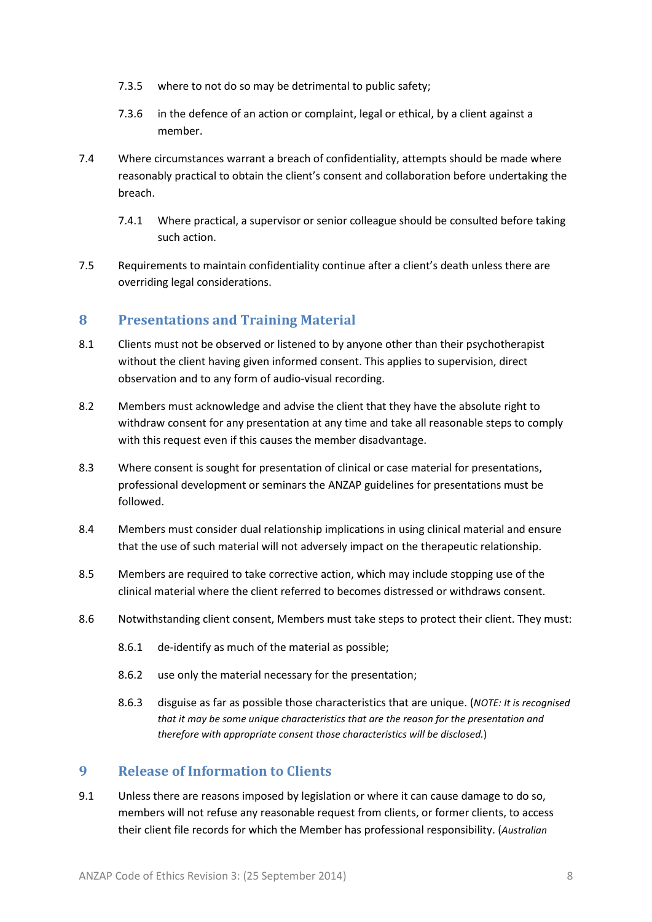7.3.5 where to not do so may be detrimental to public safety;

7.3.6 in the defence of an action or complaint, legal or ethical, by a client against a member.

7.4 Where circumstances warrant a breach of confidentiality, attempts should be made where reasonably practical to obtain the client's consent and collaboration before undertaking the breach.

7.4.1 Where practical, a supervisor or senior colleague should be consulted before taking such action.

7.5 Requirements to maintain confidentiality continue after a client's death unless there are overriding legal considerations.

## 8 Presentations and Training Material

8.1 Clients must not be observed or listened to by anyone other than their psychotherapist without the client having given informed consent. This applies to supervision, direct observation and to any form of audio-visual recording.

8.2 Members must acknowledge and advise the client that they have the absolute right to withdraw consent for any presentation at any time and take all reasonable steps to comply with this request even if this causes the member disadvantage.

8.3 Where consent is sought for presentation of clinical or case material for presentations, professional development or seminars the ANZAP guidelines for presentations must be followed.

8.4 Members must consider dual relationship implications in using clinical material and ensure that the use of such material will not adversely impact on the therapeutic relationship.

8.5 Members are required to take corrective action, which may include stopping use of the clinical material where the client referred to becomes distressed or withdraws consent.

8.6 Notwithstanding client consent, Members must take steps to protect their client. They must:

8.6.1 de-identify as much of the material as possible;

8.6.2 use only the material necessary for the presentation;

8.6.3 disguise as far as possible those characteristics that are unique. (*NOTE: It is recognised that it may be some unique characteristics that are the reason for the presentation and therefore with appropriate consent those characteristics will be disclosed.*)

## 9 Release of Information to Clients

9.1 Unless there are reasons imposed by legislation or where it can cause damage to do so, members will not refuse any reasonable request from clients, or former clients, to access their client file records for which the Member has professional responsibility. (*Australian*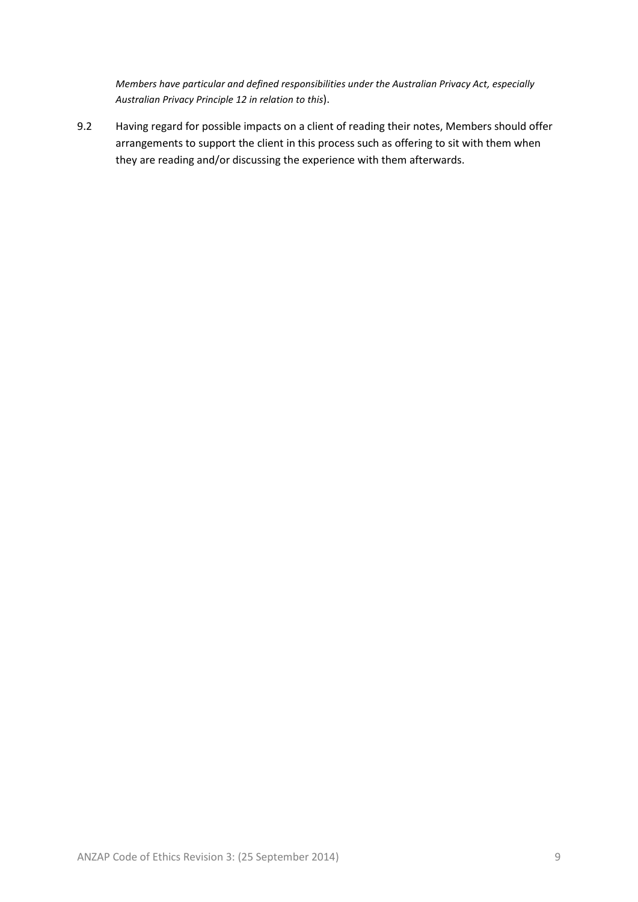*Members have particular and defined responsibilities under the Australian Privacy Act, especially Australian Privacy Principle 12 in relation to this*).

9.2 Having regard for possible impacts on a client of reading their notes, Members should offer arrangements to support the client in this process such as offering to sit with them when they are reading and/or discussing the experience with them afterwards.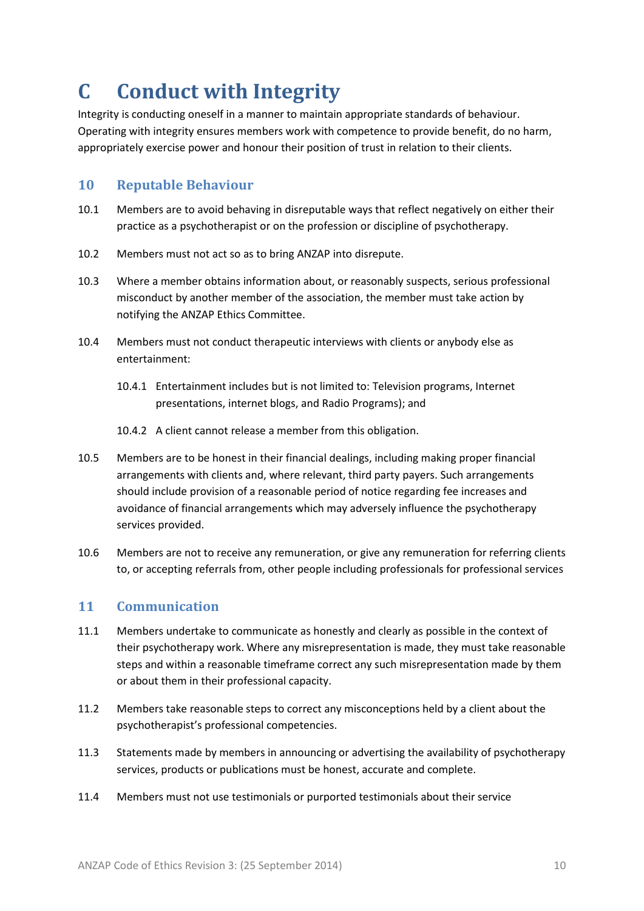# C Conduct with Integrity

Integrity is conducting oneself in a manner to maintain appropriate standards of behaviour. Operating with integrity ensures members work with competence to provide benefit, do no harm, appropriately exercise power and honour their position of trust in relation to their clients.

## 10 Reputable Behaviour

10.1 Members are to avoid behaving in disreputable ways that reflect negatively on either their practice as a psychotherapist or on the profession or discipline of psychotherapy.

10.2 Members must not act so as to bring ANZAP into disrepute.

10.3 Where a member obtains information about, or reasonably suspects, serious professional misconduct by another member of the association, the member must take action by notifying the ANZAP Ethics Committee.

10.4 Members must not conduct therapeutic interviews with clients or anybody else as entertainment:

10.4.1 Entertainment includes but is not limited to: Television programs, Internet presentations, internet blogs, and Radio Programs); and

10.4.2 A client cannot release a member from this obligation.

10.5 Members are to be honest in their financial dealings, including making proper financial arrangements with clients and, where relevant, third party payers. Such arrangements should include provision of a reasonable period of notice regarding fee increases and avoidance of financial arrangements which may adversely influence the psychotherapy services provided.

10.6 Members are not to receive any remuneration, or give any remuneration for referring clients to, or accepting referrals from, other people including professionals for professional services

## 11 Communication

11.1 Members undertake to communicate as honestly and clearly as possible in the context of their psychotherapy work. Where any misrepresentation is made, they must take reasonable steps and within a reasonable timeframe correct any such misrepresentation made by them or about them in their professional capacity.

11.2 Members take reasonable steps to correct any misconceptions held by a client about the psychotherapist's professional competencies.

11.3 Statements made by members in announcing or advertising the availability of psychotherapy services, products or publications must be honest, accurate and complete.

11.4 Members must not use testimonials or purported testimonials about their service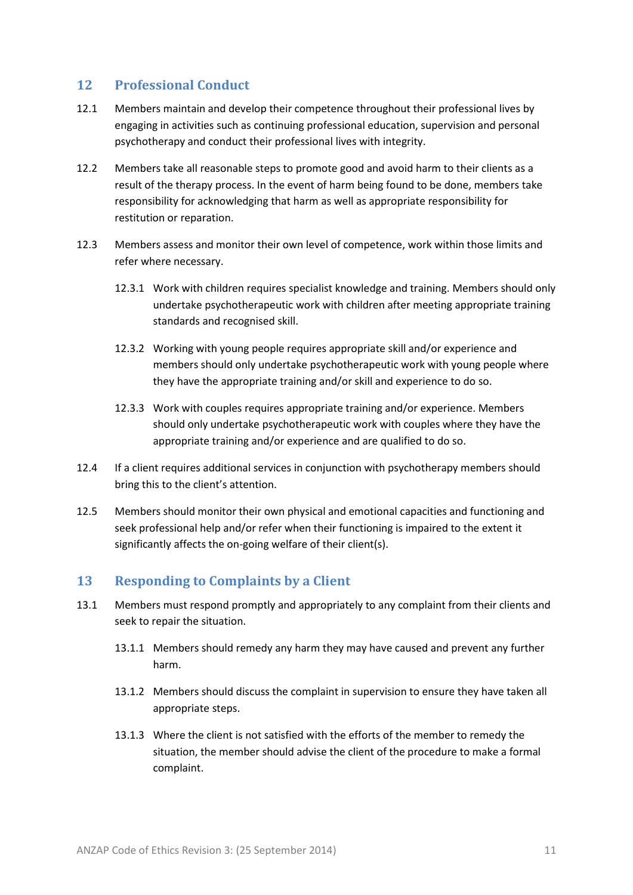## 12 Professional Conduct

12.1 Members maintain and develop their competence throughout their professional lives by engaging in activities such as continuing professional education, supervision and personal psychotherapy and conduct their professional lives with integrity.

12.2 Members take all reasonable steps to promote good and avoid harm to their clients as a result of the therapy process. In the event of harm being found to be done, members take responsibility for acknowledging that harm as well as appropriate responsibility for restitution or reparation.

12.3 Members assess and monitor their own level of competence, work within those limits and refer where necessary.

> 12.3.1 Work with children requires specialist knowledge and training. Members should only undertake psychotherapeutic work with children after meeting appropriate training standards and recognised skill.
>
> 12.3.2 Working with young people requires appropriate skill and/or experience and members should only undertake psychotherapeutic work with young people where they have the appropriate training and/or skill and experience to do so.
>
> 12.3.3 Work with couples requires appropriate training and/or experience. Members should only undertake psychotherapeutic work with couples where they have the appropriate training and/or experience and are qualified to do so.

12.4 If a client requires additional services in conjunction with psychotherapy members should bring this to the client's attention.

12.5 Members should monitor their own physical and emotional capacities and functioning and seek professional help and/or refer when their functioning is impaired to the extent it significantly affects the on-going welfare of their client(s).

## 13 Responding to Complaints by a Client

13.1 Members must respond promptly and appropriately to any complaint from their clients and seek to repair the situation.

> 13.1.1 Members should remedy any harm they may have caused and prevent any further harm.
>
> 13.1.2 Members should discuss the complaint in supervision to ensure they have taken all appropriate steps.
>
> 13.1.3 Where the client is not satisfied with the efforts of the member to remedy the situation, the member should advise the client of the procedure to make a formal complaint.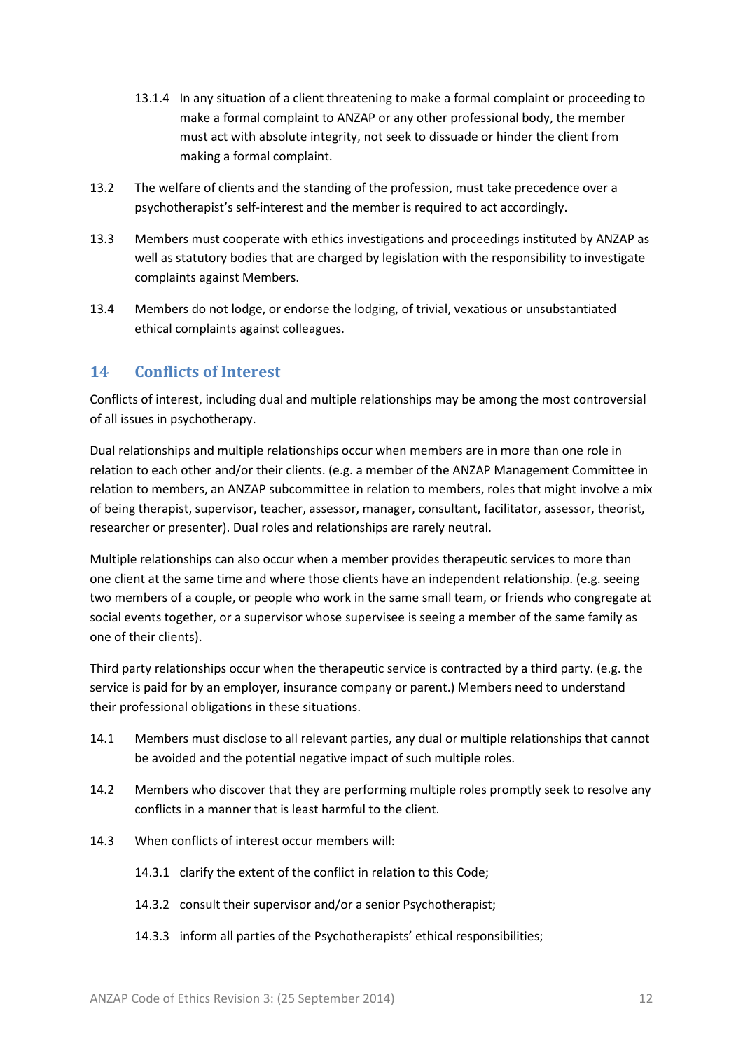13.1.4 In any situation of a client threatening to make a formal complaint or proceeding to make a formal complaint to ANZAP or any other professional body, the member must act with absolute integrity, not seek to dissuade or hinder the client from making a formal complaint.

13.2 The welfare of clients and the standing of the profession, must take precedence over a psychotherapist's self-interest and the member is required to act accordingly.

13.3 Members must cooperate with ethics investigations and proceedings instituted by ANZAP as well as statutory bodies that are charged by legislation with the responsibility to investigate complaints against Members.

13.4 Members do not lodge, or endorse the lodging, of trivial, vexatious or unsubstantiated ethical complaints against colleagues.

## 14 Conflicts of Interest

Conflicts of interest, including dual and multiple relationships may be among the most controversial of all issues in psychotherapy.

Dual relationships and multiple relationships occur when members are in more than one role in relation to each other and/or their clients. (e.g. a member of the ANZAP Management Committee in relation to members, an ANZAP subcommittee in relation to members, roles that might involve a mix of being therapist, supervisor, teacher, assessor, manager, consultant, facilitator, assessor, theorist, researcher or presenter). Dual roles and relationships are rarely neutral.

Multiple relationships can also occur when a member provides therapeutic services to more than one client at the same time and where those clients have an independent relationship. (e.g. seeing two members of a couple, or people who work in the same small team, or friends who congregate at social events together, or a supervisor whose supervisee is seeing a member of the same family as one of their clients).

Third party relationships occur when the therapeutic service is contracted by a third party. (e.g. the service is paid for by an employer, insurance company or parent.) Members need to understand their professional obligations in these situations.

14.1 Members must disclose to all relevant parties, any dual or multiple relationships that cannot be avoided and the potential negative impact of such multiple roles.

14.2 Members who discover that they are performing multiple roles promptly seek to resolve any conflicts in a manner that is least harmful to the client.

14.3 When conflicts of interest occur members will:

14.3.1 clarify the extent of the conflict in relation to this Code;

14.3.2 consult their supervisor and/or a senior Psychotherapist;

14.3.3 inform all parties of the Psychotherapists' ethical responsibilities;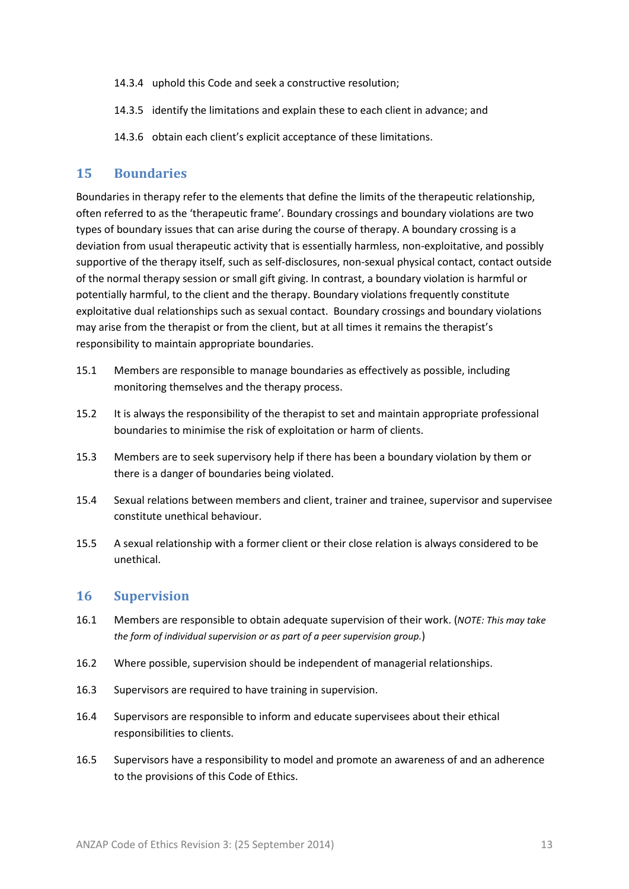14.3.4 uphold this Code and seek a constructive resolution;

14.3.5 identify the limitations and explain these to each client in advance; and

14.3.6 obtain each client's explicit acceptance of these limitations.

## 15 Boundaries

Boundaries in therapy refer to the elements that define the limits of the therapeutic relationship, often referred to as the 'therapeutic frame'. Boundary crossings and boundary violations are two types of boundary issues that can arise during the course of therapy. A boundary crossing is a deviation from usual therapeutic activity that is essentially harmless, non-exploitative, and possibly supportive of the therapy itself, such as self-disclosures, non-sexual physical contact, contact outside of the normal therapy session or small gift giving. In contrast, a boundary violation is harmful or potentially harmful, to the client and the therapy. Boundary violations frequently constitute exploitative dual relationships such as sexual contact. Boundary crossings and boundary violations may arise from the therapist or from the client, but at all times it remains the therapist's responsibility to maintain appropriate boundaries.

15.1 Members are responsible to manage boundaries as effectively as possible, including monitoring themselves and the therapy process.

15.2 It is always the responsibility of the therapist to set and maintain appropriate professional boundaries to minimise the risk of exploitation or harm of clients.

15.3 Members are to seek supervisory help if there has been a boundary violation by them or there is a danger of boundaries being violated.

15.4 Sexual relations between members and client, trainer and trainee, supervisor and supervisee constitute unethical behaviour.

15.5 A sexual relationship with a former client or their close relation is always considered to be unethical.

## 16 Supervision

16.1 Members are responsible to obtain adequate supervision of their work. (*NOTE: This may take the form of individual supervision or as part of a peer supervision group.*)

16.2 Where possible, supervision should be independent of managerial relationships.

16.3 Supervisors are required to have training in supervision.

16.4 Supervisors are responsible to inform and educate supervisees about their ethical responsibilities to clients.

16.5 Supervisors have a responsibility to model and promote an awareness of and an adherence to the provisions of this Code of Ethics.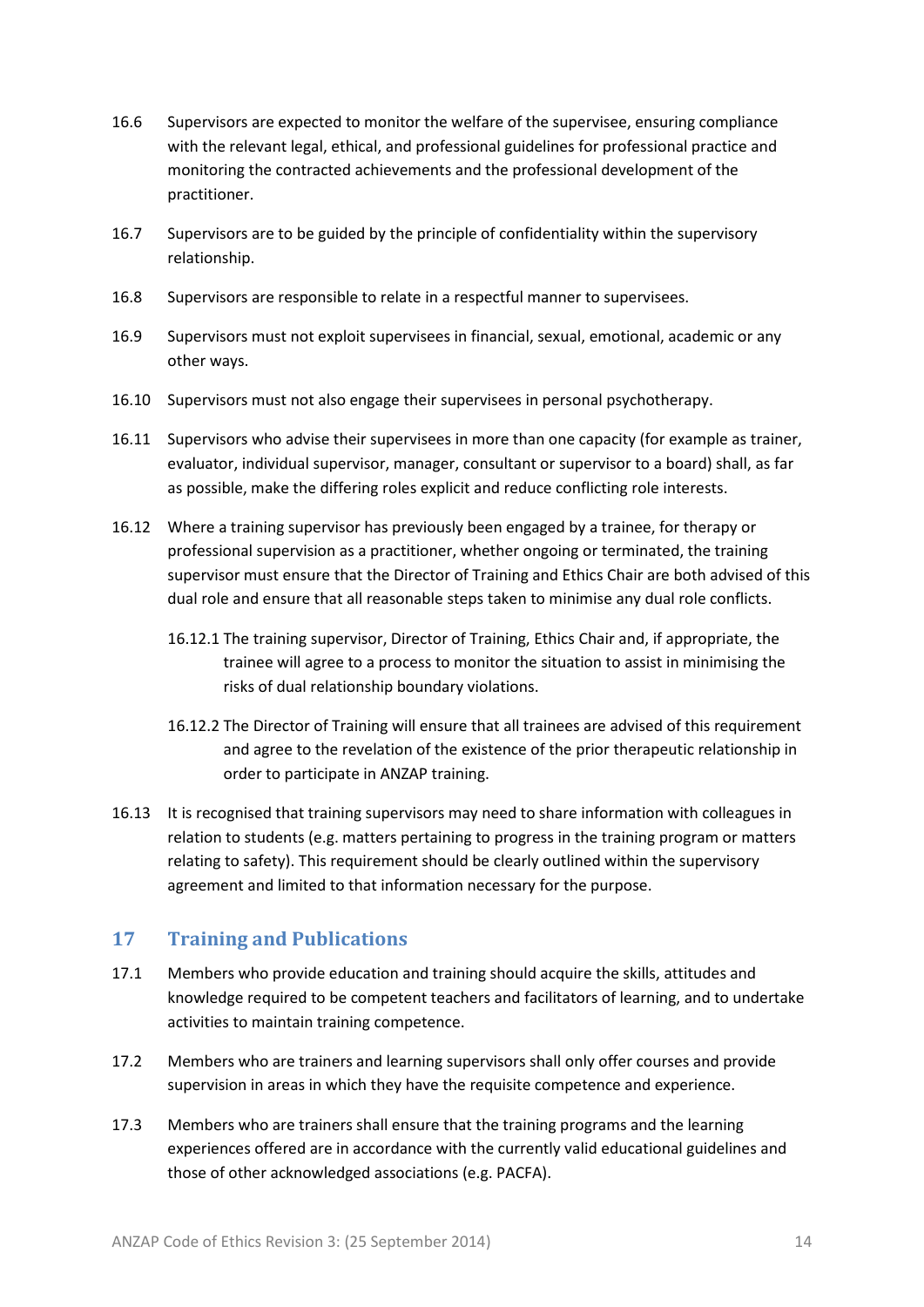16.6 Supervisors are expected to monitor the welfare of the supervisee, ensuring compliance with the relevant legal, ethical, and professional guidelines for professional practice and monitoring the contracted achievements and the professional development of the practitioner.

16.7 Supervisors are to be guided by the principle of confidentiality within the supervisory relationship.

16.8 Supervisors are responsible to relate in a respectful manner to supervisees.

16.9 Supervisors must not exploit supervisees in financial, sexual, emotional, academic or any other ways.

16.10 Supervisors must not also engage their supervisees in personal psychotherapy.

16.11 Supervisors who advise their supervisees in more than one capacity (for example as trainer, evaluator, individual supervisor, manager, consultant or supervisor to a board) shall, as far as possible, make the differing roles explicit and reduce conflicting role interests.

16.12 Where a training supervisor has previously been engaged by a trainee, for therapy or professional supervision as a practitioner, whether ongoing or terminated, the training supervisor must ensure that the Director of Training and Ethics Chair are both advised of this dual role and ensure that all reasonable steps taken to minimise any dual role conflicts.

> 16.12.1 The training supervisor, Director of Training, Ethics Chair and, if appropriate, the trainee will agree to a process to monitor the situation to assist in minimising the risks of dual relationship boundary violations.
>
> 16.12.2 The Director of Training will ensure that all trainees are advised of this requirement and agree to the revelation of the existence of the prior therapeutic relationship in order to participate in ANZAP training.

16.13 It is recognised that training supervisors may need to share information with colleagues in relation to students (e.g. matters pertaining to progress in the training program or matters relating to safety). This requirement should be clearly outlined within the supervisory agreement and limited to that information necessary for the purpose.

## 17 Training and Publications

17.1 Members who provide education and training should acquire the skills, attitudes and knowledge required to be competent teachers and facilitators of learning, and to undertake activities to maintain training competence.

17.2 Members who are trainers and learning supervisors shall only offer courses and provide supervision in areas in which they have the requisite competence and experience.

17.3 Members who are trainers shall ensure that the training programs and the learning experiences offered are in accordance with the currently valid educational guidelines and those of other acknowledged associations (e.g. PACFA).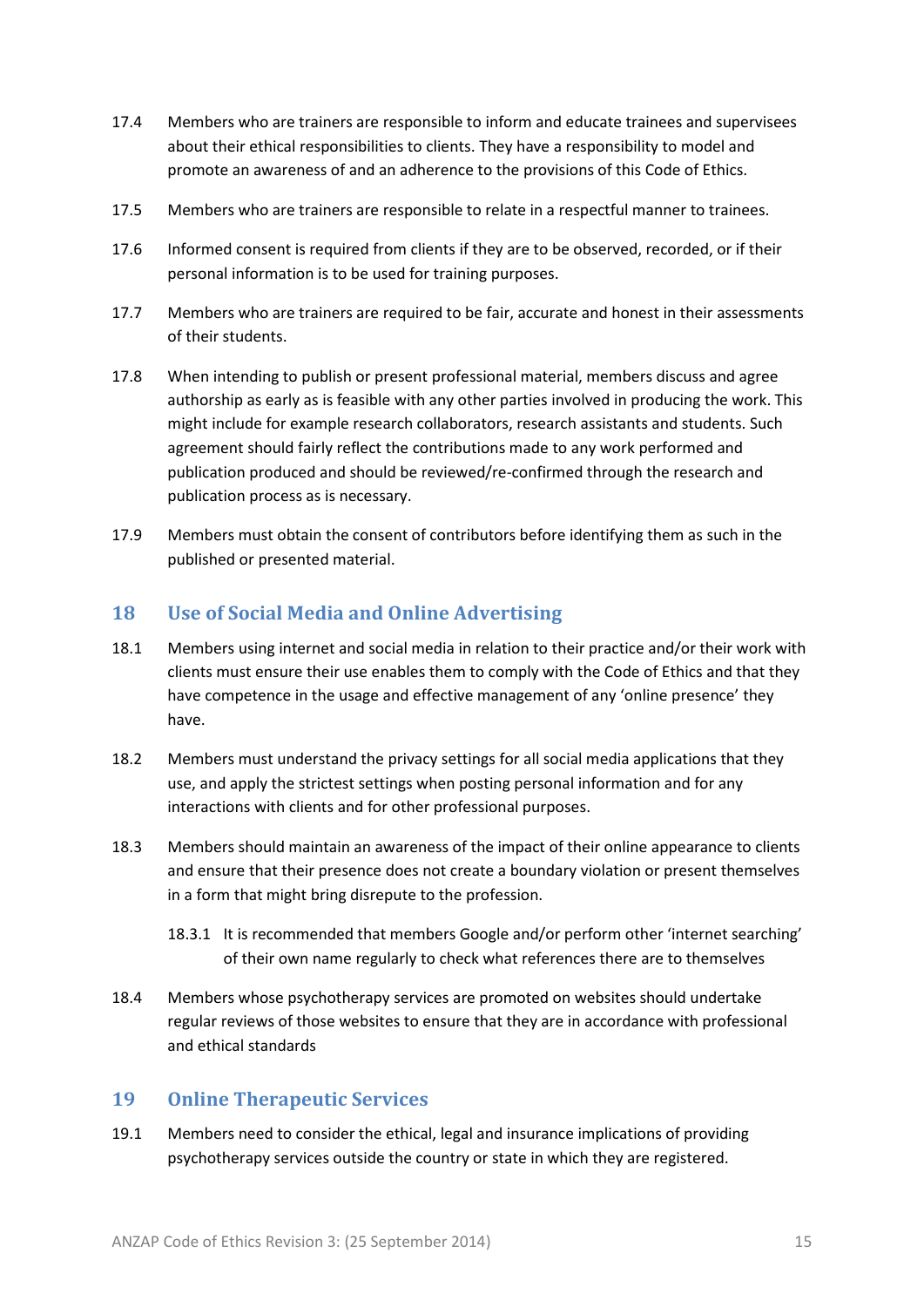17.4 Members who are trainers are responsible to inform and educate trainees and supervisees about their ethical responsibilities to clients. They have a responsibility to model and promote an awareness of and an adherence to the provisions of this Code of Ethics.

17.5 Members who are trainers are responsible to relate in a respectful manner to trainees.

17.6 Informed consent is required from clients if they are to be observed, recorded, or if their personal information is to be used for training purposes.

17.7 Members who are trainers are required to be fair, accurate and honest in their assessments of their students.

17.8 When intending to publish or present professional material, members discuss and agree authorship as early as is feasible with any other parties involved in producing the work. This might include for example research collaborators, research assistants and students. Such agreement should fairly reflect the contributions made to any work performed and publication produced and should be reviewed/re-confirmed through the research and publication process as is necessary.

17.9 Members must obtain the consent of contributors before identifying them as such in the published or presented material.

## 18 Use of Social Media and Online Advertising

18.1 Members using internet and social media in relation to their practice and/or their work with clients must ensure their use enables them to comply with the Code of Ethics and that they have competence in the usage and effective management of any 'online presence' they have.

18.2 Members must understand the privacy settings for all social media applications that they use, and apply the strictest settings when posting personal information and for any interactions with clients and for other professional purposes.

18.3 Members should maintain an awareness of the impact of their online appearance to clients and ensure that their presence does not create a boundary violation or present themselves in a form that might bring disrepute to the profession.

> 18.3.1 It is recommended that members Google and/or perform other 'internet searching' of their own name regularly to check what references there are to themselves

18.4 Members whose psychotherapy services are promoted on websites should undertake regular reviews of those websites to ensure that they are in accordance with professional and ethical standards

## 19 Online Therapeutic Services

19.1 Members need to consider the ethical, legal and insurance implications of providing psychotherapy services outside the country or state in which they are registered.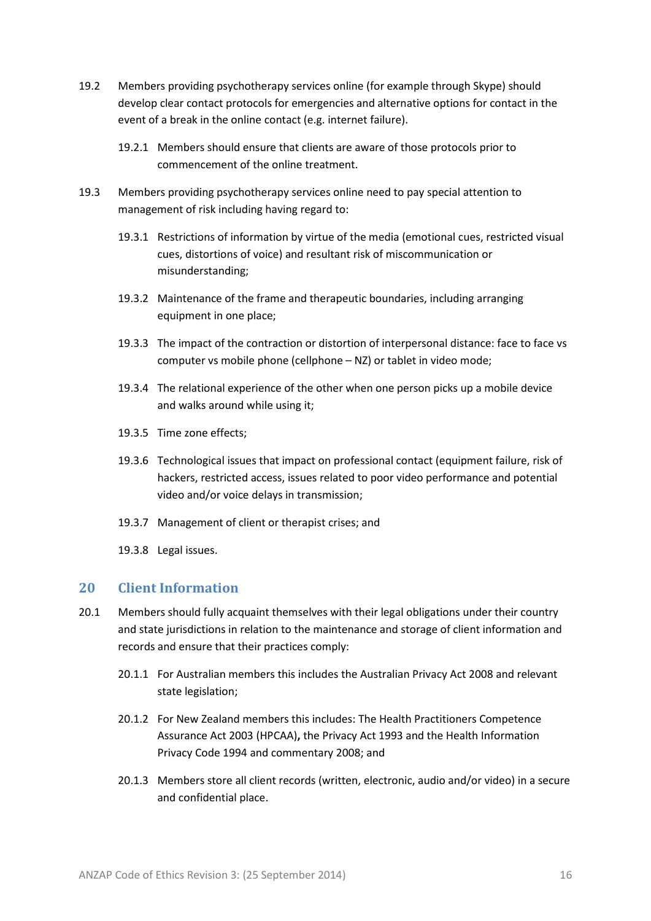19.2 Members providing psychotherapy services online (for example through Skype) should develop clear contact protocols for emergencies and alternative options for contact in the event of a break in the online contact (e.g. internet failure).

  19.2.1 Members should ensure that clients are aware of those protocols prior to commencement of the online treatment.

19.3 Members providing psychotherapy services online need to pay special attention to management of risk including having regard to:

  19.3.1 Restrictions of information by virtue of the media (emotional cues, restricted visual cues, distortions of voice) and resultant risk of miscommunication or misunderstanding;

  19.3.2 Maintenance of the frame and therapeutic boundaries, including arranging equipment in one place;

  19.3.3 The impact of the contraction or distortion of interpersonal distance: face to face vs computer vs mobile phone (cellphone – NZ) or tablet in video mode;

  19.3.4 The relational experience of the other when one person picks up a mobile device and walks around while using it;

  19.3.5 Time zone effects;

  19.3.6 Technological issues that impact on professional contact (equipment failure, risk of hackers, restricted access, issues related to poor video performance and potential video and/or voice delays in transmission;

  19.3.7 Management of client or therapist crises; and

  19.3.8 Legal issues.

## 20 Client Information

20.1 Members should fully acquaint themselves with their legal obligations under their country and state jurisdictions in relation to the maintenance and storage of client information and records and ensure that their practices comply:

  20.1.1 For Australian members this includes the Australian Privacy Act 2008 and relevant state legislation;

  20.1.2 For New Zealand members this includes: The Health Practitioners Competence Assurance Act 2003 (HPCAA)**,** the Privacy Act 1993 and the Health Information Privacy Code 1994 and commentary 2008; and

  20.1.3 Members store all client records (written, electronic, audio and/or video) in a secure and confidential place.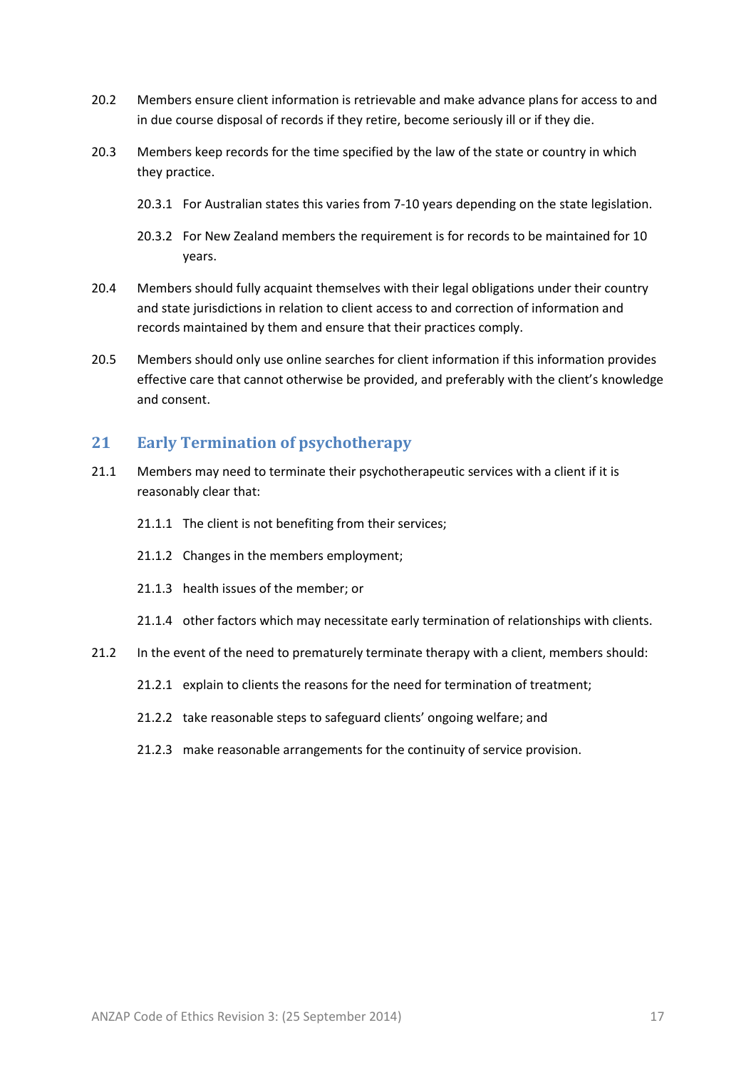20.2 Members ensure client information is retrievable and make advance plans for access to and in due course disposal of records if they retire, become seriously ill or if they die.

20.3 Members keep records for the time specified by the law of the state or country in which they practice.

20.3.1 For Australian states this varies from 7-10 years depending on the state legislation.

20.3.2 For New Zealand members the requirement is for records to be maintained for 10 years.

20.4 Members should fully acquaint themselves with their legal obligations under their country and state jurisdictions in relation to client access to and correction of information and records maintained by them and ensure that their practices comply.

20.5 Members should only use online searches for client information if this information provides effective care that cannot otherwise be provided, and preferably with the client's knowledge and consent.

## 21 Early Termination of psychotherapy

21.1 Members may need to terminate their psychotherapeutic services with a client if it is reasonably clear that:

21.1.1 The client is not benefiting from their services;

21.1.2 Changes in the members employment;

21.1.3 health issues of the member; or

21.1.4 other factors which may necessitate early termination of relationships with clients.

21.2 In the event of the need to prematurely terminate therapy with a client, members should:

21.2.1 explain to clients the reasons for the need for termination of treatment;

21.2.2 take reasonable steps to safeguard clients' ongoing welfare; and

21.2.3 make reasonable arrangements for the continuity of service provision.